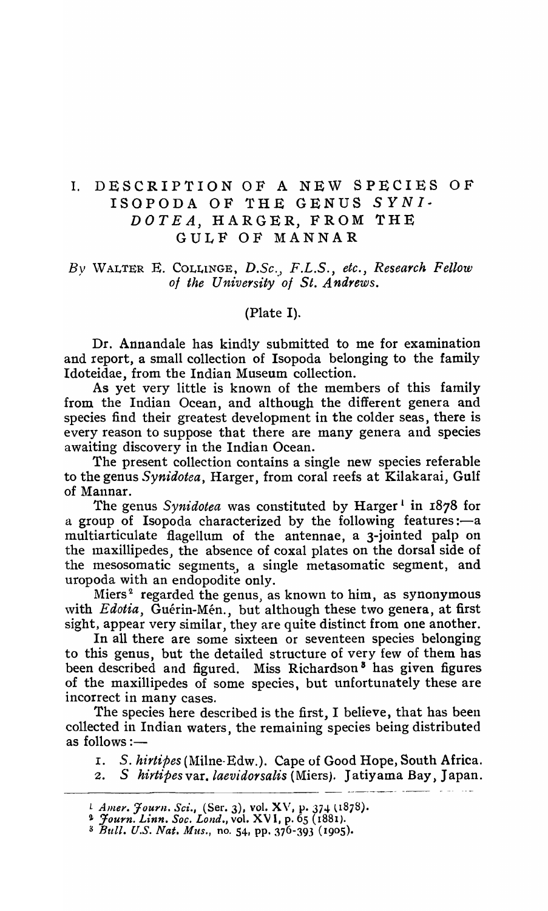# I. DESCRIPTION OF A NEW SPECIES OF ISOPODA OF THE GENUS *SYNIDOTEA*, HARGER, FROM THE GULF OF MANNAR

*By* WALTER E. COLLINGE, *D.Sc., F.L.S., etc., Research Fellow of the University of St. Andrews.*

(Plate I).

Dr. Annandale has kindly submitted to me for examination and report, a small collection of Isopoda belonging to the family Idoteidae, from the Indian Museum collection.

As yet very little is known of the members of this family from the Indian Ocean, and although the different genera and species find their greatest development in the colder seas, there is every reason to suppose that there are many genera and species awaiting discovery in the Indian Ocean.

The present collection contains a single new species referable to the genus *Synidotea*, Harger, from coral reefs at Kilakarai, Gulf of Mannar.

The genus *Synidotea* was constituted by Harger[1] in 1878 for a group of Isopoda characterized by the following features:—a multiarticulate flagellum of the antennae, a 3-jointed palp on the maxillipedes, the absence of coxal plates on the dorsal side of the mesosomatic segments, a single metasomatic segment, and uropoda with an endopodite only.

Miers[2] regarded the genus, as known to him, as synonymous with *Edotia*, Guérin-Mén., but although these two genera, at first sight, appear very similar, they are quite distinct from one another.

In all there are some sixteen or seventeen species belonging to this genus, but the detailed structure of very few of them has been described and figured. Miss Richardson[3] has given figures of the maxillipedes of some species, but unfortunately these are incorrect in many cases.

The species here described is the first, I believe, that has been collected in Indian waters, the remaining species being distributed as follows:—

1. *S. hirtipes* (Milne-Edw.). Cape of Good Hope, South Africa.
2. *S hirtipes* var. *laevidorsalis* (Miers). Jatiyama Bay, Japan.

---

[1] *Amer. Journ. Sci.*, (Ser. 3), vol. XV, p. 374 (1878).
[2] *Journ. Linn. Soc. Lond.*, vol. XVI, p. 65 (1881).
[3] *Bull. U.S. Nat. Mus.*, no. 54, pp. 376-393 (1905).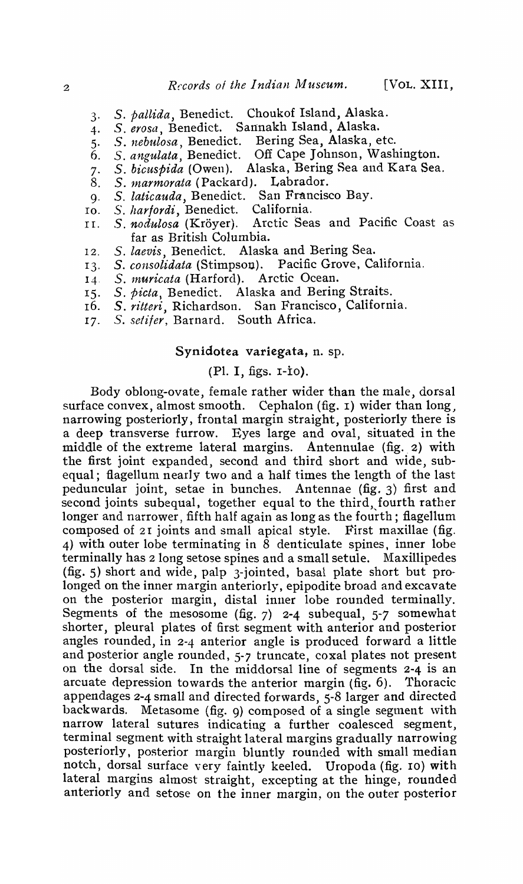3. *S. pallida*, Benedict. Choukof Island, Alaska.
4. *S. erosa*, Benedict. Sannakh Island, Alaska.
5. *S. nebulosa*, Benedict. Bering Sea, Alaska, etc.
6. *S. angulata*, Benedict. Off Cape Johnson, Washington.
7. *S. bicuspida* (Owen). Alaska, Bering Sea and Kara Sea.
8. *S. marmorata* (Packard). Labrador.
9. *S. laticauda*, Benedict. San Francisco Bay.
10. *S. harfordi*, Benedict. California.
11. *S. nodulosa* (Kröyer). Arctic Seas and Pacific Coast as far as British Columbia.
12. *S. laevis*, Benedict. Alaska and Bering Sea.
13. *S. consolidata* (Stimpson). Pacific Grove, California.
14. *S. muricata* (Harford). Arctic Ocean.
15. *S. picta*, Benedict. Alaska and Bering Straits.
16. *S. ritteri*, Richardson. San Francisco, California.
17. *S. setifer*, Barnard. South Africa.

## Synidotea variegata, n. sp.

(Pl. I, figs. 1-10).

Body oblong-ovate, female rather wider than the male, dorsal surface convex, almost smooth. Cephalon (fig. 1) wider than long, narrowing posteriorly, frontal margin straight, posteriorly there is a deep transverse furrow. Eyes large and oval, situated in the middle of the extreme lateral margins. Antennulae (fig. 2) with the first joint expanded, second and third short and wide, subequal; flagellum nearly two and a half times the length of the last peduncular joint, setae in bunches. Antennae (fig. 3) first and second joints subequal, together equal to the third, fourth rather longer and narrower, fifth half again as long as the fourth; flagellum composed of 21 joints and small apical style. First maxillae (fig. 4) with outer lobe terminating in 8 denticulate spines, inner lobe terminally has 2 long setose spines and a small setule. Maxillipedes (fig. 5) short and wide, palp 3-jointed, basal plate short but prolonged on the inner margin anteriorly, epipodite broad and excavate on the posterior margin, distal inner lobe rounded terminally. Segments of the mesosome (fig. 7) 2-4 subequal, 5-7 somewhat shorter, pleural plates of first segment with anterior and posterior angles rounded, in 2-4 anterior angle is produced forward a little and posterior angle rounded, 5-7 truncate, coxal plates not present on the dorsal side. In the middorsal line of segments 2-4 is an arcuate depression towards the anterior margin (fig. 6). Thoracic appendages 2-4 small and directed forwards, 5-8 larger and directed backwards. Metasome (fig. 9) composed of a single segment with narrow lateral sutures indicating a further coalesced segment, terminal segment with straight lateral margins gradually narrowing posteriorly, posterior margin bluntly rounded with small median notch, dorsal surface very faintly keeled. Uropoda (fig. 10) with lateral margins almost straight, excepting at the hinge, rounded anteriorly and setose on the inner margin, on the outer posterior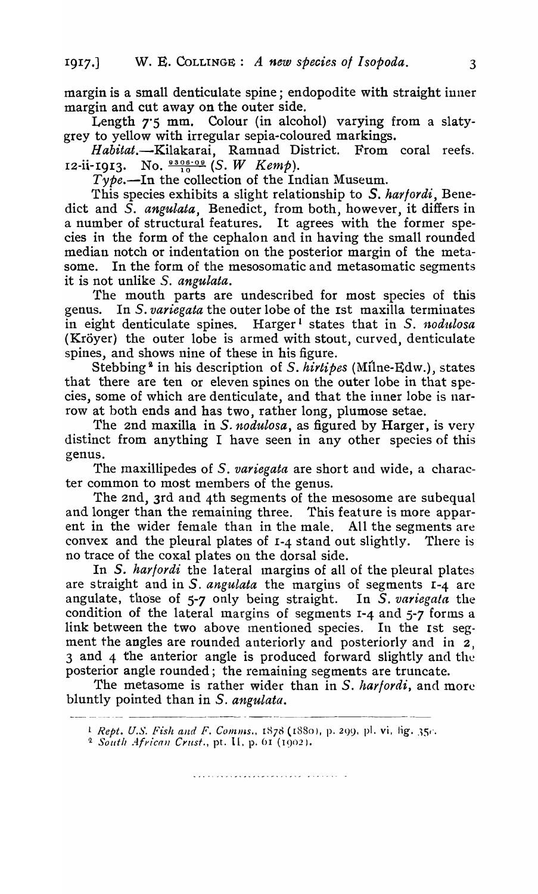margin is a small denticulate spine; endopodite with straight inner margin and cut away on the outer side.

Length 7·5 mm. Colour (in alcohol) varying from a slaty-grey to yellow with irregular sepia-coloured markings.

*Habitat.*—Kilakarai, Ramnad District. From coral reefs. 12-ii-1913. No. $\frac{9306\text{-}09}{10}$ (*S. W Kemp*).

*Type.*—In the collection of the Indian Museum.

This species exhibits a slight relationship to *S. harfordi*, Benedict and *S. angulata*, Benedict, from both, however, it differs in a number of structural features. It agrees with the former species in the form of the cephalon and in having the small rounded median notch or indentation on the posterior margin of the metasome. In the form of the mesosomatic and metasomatic segments it is not unlike *S. angulata*.

The mouth parts are undescribed for most species of this genus. In *S. variegata* the outer lobe of the 1st maxilla terminates in eight denticulate spines. Harger[1] states that in *S. nodulosa* (Kröyer) the outer lobe is armed with stout, curved, denticulate spines, and shows nine of these in his figure.

Stebbing[2] in his description of *S. hirtipes* (Milne-Edw.), states that there are ten or eleven spines on the outer lobe in that species, some of which are denticulate, and that the inner lobe is narrow at both ends and has two, rather long, plumose setae.

The 2nd maxilla in *S. nodulosa*, as figured by Harger, is very distinct from anything I have seen in any other species of this genus.

The maxillipedes of *S. variegata* are short and wide, a character common to most members of the genus.

The 2nd, 3rd and 4th segments of the mesosome are subequal and longer than the remaining three. This feature is more apparent in the wider female than in the male. All the segments are convex and the pleural plates of 1-4 stand out slightly. There is no trace of the coxal plates on the dorsal side.

In *S. harfordi* the lateral margins of all of the pleural plates are straight and in *S. angulata* the margins of segments 1-4 are angulate, those of 5-7 only being straight. In *S. variegata* the condition of the lateral margins of segments 1-4 and 5-7 forms a link between the two above mentioned species. In the 1st segment the angles are rounded anteriorly and posteriorly and in 2, 3 and 4 the anterior angle is produced forward slightly and the posterior angle rounded; the remaining segments are truncate.

The metasome is rather wider than in *S. harfordi*, and more bluntly pointed than in *S. angulata*.

---

[1] *Rept. U.S. Fish and F. Comms.*, 1878 (1880), p. 299, pl. vi, fig. 35c.

[2] *South African Crust.*, pt. II, p. 61 (1902).